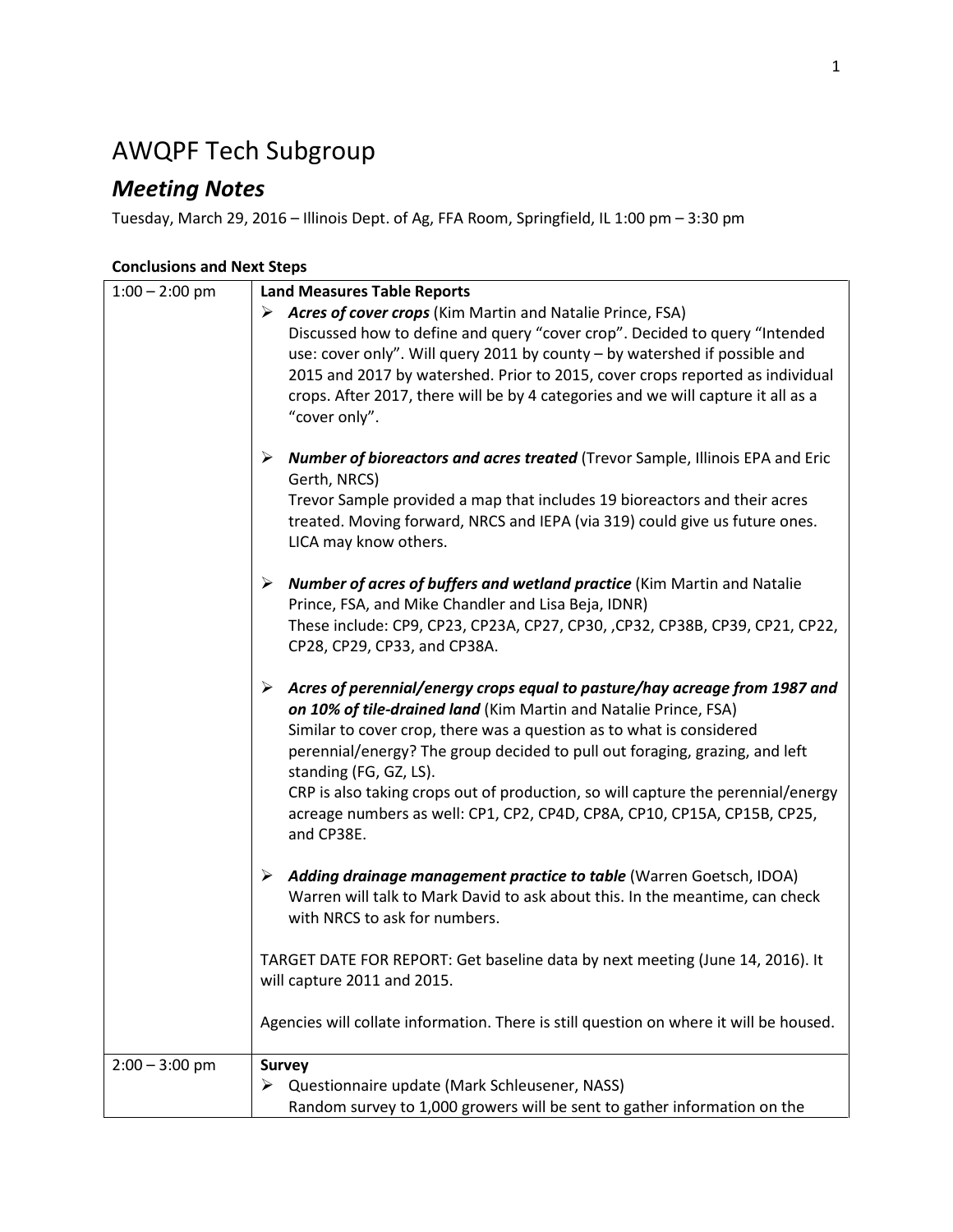# AWQPF Tech Subgroup

## *Meeting Notes*

Tuesday, March 29, 2016 – Illinois Dept. of Ag, FFA Room, Springfield, IL 1:00 pm – 3:30 pm

**Conclusions and Next Steps**

| | |
|---|---|
| 1:00 – 2:00 pm | **Land Measures Table Reports**<br>➢ ***Acres of cover crops*** (Kim Martin and Natalie Prince, FSA)<br>Discussed how to define and query "cover crop". Decided to query "Intended use: cover only". Will query 2011 by county – by watershed if possible and 2015 and 2017 by watershed. Prior to 2015, cover crops reported as individual crops. After 2017, there will be by 4 categories and we will capture it all as a "cover only".<br><br>➢ ***Number of bioreactors and acres treated*** (Trevor Sample, Illinois EPA and Eric Gerth, NRCS)<br>Trevor Sample provided a map that includes 19 bioreactors and their acres treated. Moving forward, NRCS and IEPA (via 319) could give us future ones. LICA may know others.<br><br>➢ ***Number of acres of buffers and wetland practice*** (Kim Martin and Natalie Prince, FSA, and Mike Chandler and Lisa Beja, IDNR)<br>These include: CP9, CP23, CP23A, CP27, CP30, ,CP32, CP38B, CP39, CP21, CP22, CP28, CP29, CP33, and CP38A.<br><br>➢ ***Acres of perennial/energy crops equal to pasture/hay acreage from 1987 and on 10% of tile-drained land*** (Kim Martin and Natalie Prince, FSA)<br>Similar to cover crop, there was a question as to what is considered perennial/energy? The group decided to pull out foraging, grazing, and left standing (FG, GZ, LS).<br>CRP is also taking crops out of production, so will capture the perennial/energy acreage numbers as well: CP1, CP2, CP4D, CP8A, CP10, CP15A, CP15B, CP25, and CP38E.<br><br>➢ ***Adding drainage management practice to table*** (Warren Goetsch, IDOA)<br>Warren will talk to Mark David to ask about this. In the meantime, can check with NRCS to ask for numbers.<br><br>TARGET DATE FOR REPORT: Get baseline data by next meeting (June 14, 2016). It will capture 2011 and 2015.<br><br>Agencies will collate information. There is still question on where it will be housed. |
| 2:00 – 3:00 pm | **Survey**<br>➢ Questionnaire update (Mark Schleusener, NASS)<br>Random survey to 1,000 growers will be sent to gather information on the |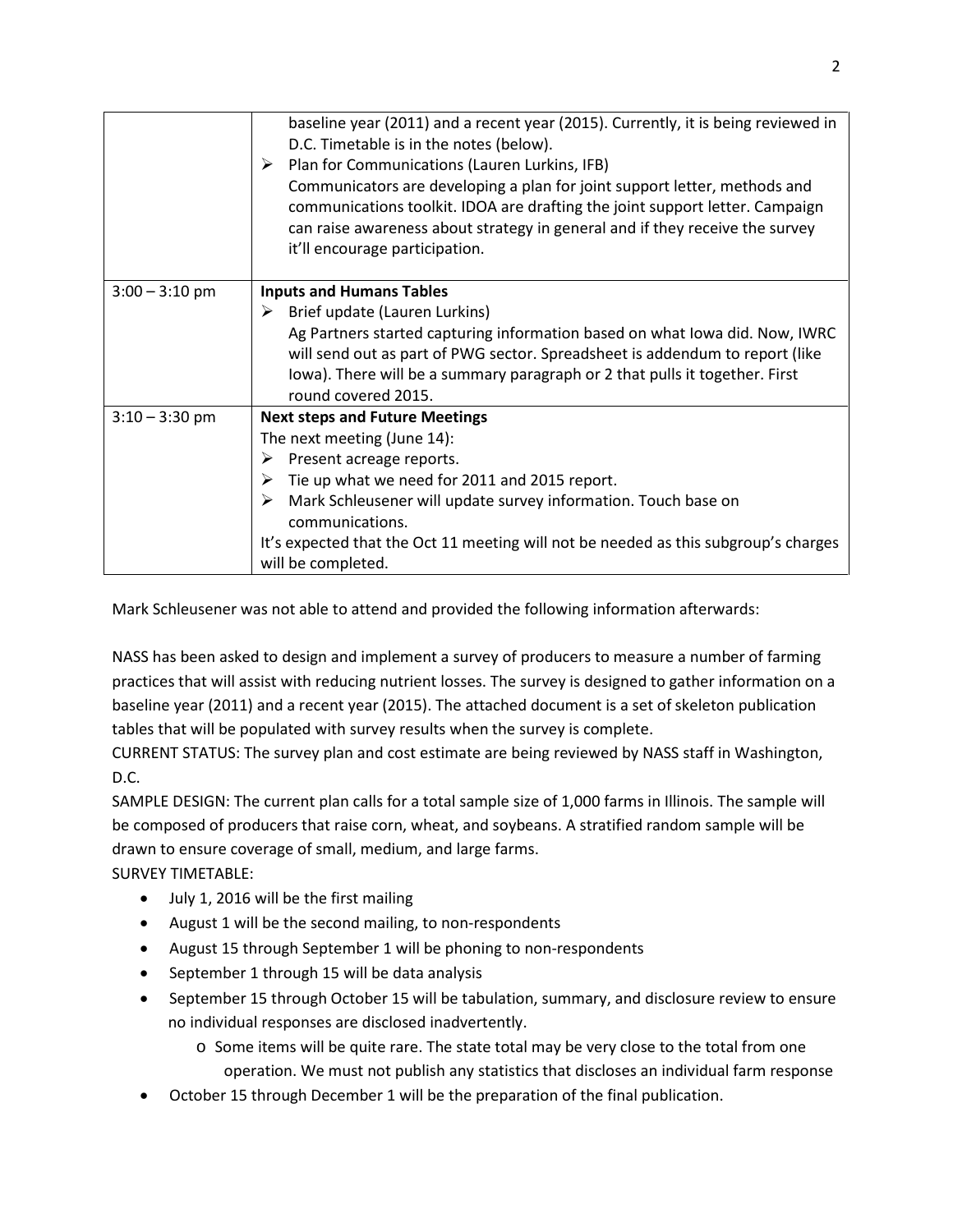| | |
|---|---|
| | baseline year (2011) and a recent year (2015). Currently, it is being reviewed in D.C. Timetable is in the notes (below).<br>➢ Plan for Communications (Lauren Lurkins, IFB)<br>Communicators are developing a plan for joint support letter, methods and communications toolkit. IDOA are drafting the joint support letter. Campaign can raise awareness about strategy in general and if they receive the survey it'll encourage participation. |
| 3:00 – 3:10 pm | **Inputs and Humans Tables**<br>➢ Brief update (Lauren Lurkins)<br>Ag Partners started capturing information based on what Iowa did. Now, IWRC will send out as part of PWG sector. Spreadsheet is addendum to report (like Iowa). There will be a summary paragraph or 2 that pulls it together. First round covered 2015. |
| 3:10 – 3:30 pm | **Next steps and Future Meetings**<br>The next meeting (June 14):<br>➢ Present acreage reports.<br>➢ Tie up what we need for 2011 and 2015 report.<br>➢ Mark Schleusener will update survey information. Touch base on communications.<br>It's expected that the Oct 11 meeting will not be needed as this subgroup's charges will be completed. |

Mark Schleusener was not able to attend and provided the following information afterwards:

NASS has been asked to design and implement a survey of producers to measure a number of farming practices that will assist with reducing nutrient losses. The survey is designed to gather information on a baseline year (2011) and a recent year (2015). The attached document is a set of skeleton publication tables that will be populated with survey results when the survey is complete.

CURRENT STATUS: The survey plan and cost estimate are being reviewed by NASS staff in Washington, D.C.

SAMPLE DESIGN: The current plan calls for a total sample size of 1,000 farms in Illinois. The sample will be composed of producers that raise corn, wheat, and soybeans. A stratified random sample will be drawn to ensure coverage of small, medium, and large farms.

SURVEY TIMETABLE:

- July 1, 2016 will be the first mailing
- August 1 will be the second mailing, to non-respondents
- August 15 through September 1 will be phoning to non-respondents
- September 1 through 15 will be data analysis
- September 15 through October 15 will be tabulation, summary, and disclosure review to ensure no individual responses are disclosed inadvertently.
    - Some items will be quite rare. The state total may be very close to the total from one operation. We must not publish any statistics that discloses an individual farm response
- October 15 through December 1 will be the preparation of the final publication.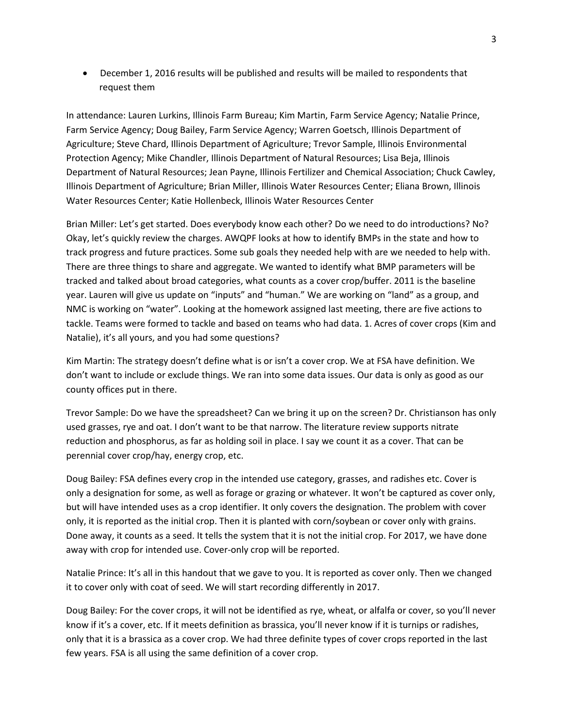- December 1, 2016 results will be published and results will be mailed to respondents that request them

In attendance: Lauren Lurkins, Illinois Farm Bureau; Kim Martin, Farm Service Agency; Natalie Prince, Farm Service Agency; Doug Bailey, Farm Service Agency; Warren Goetsch, Illinois Department of Agriculture; Steve Chard, Illinois Department of Agriculture; Trevor Sample, Illinois Environmental Protection Agency; Mike Chandler, Illinois Department of Natural Resources; Lisa Beja, Illinois Department of Natural Resources; Jean Payne, Illinois Fertilizer and Chemical Association; Chuck Cawley, Illinois Department of Agriculture; Brian Miller, Illinois Water Resources Center; Eliana Brown, Illinois Water Resources Center; Katie Hollenbeck, Illinois Water Resources Center

Brian Miller: Let's get started. Does everybody know each other? Do we need to do introductions? No? Okay, let's quickly review the charges. AWQPF looks at how to identify BMPs in the state and how to track progress and future practices. Some sub goals they needed help with are we needed to help with. There are three things to share and aggregate. We wanted to identify what BMP parameters will be tracked and talked about broad categories, what counts as a cover crop/buffer. 2011 is the baseline year. Lauren will give us update on "inputs" and "human." We are working on "land" as a group, and NMC is working on "water". Looking at the homework assigned last meeting, there are five actions to tackle. Teams were formed to tackle and based on teams who had data. 1. Acres of cover crops (Kim and Natalie), it's all yours, and you had some questions?

Kim Martin: The strategy doesn't define what is or isn't a cover crop. We at FSA have definition. We don't want to include or exclude things. We ran into some data issues. Our data is only as good as our county offices put in there.

Trevor Sample: Do we have the spreadsheet? Can we bring it up on the screen? Dr. Christianson has only used grasses, rye and oat. I don't want to be that narrow. The literature review supports nitrate reduction and phosphorus, as far as holding soil in place. I say we count it as a cover. That can be perennial cover crop/hay, energy crop, etc.

Doug Bailey: FSA defines every crop in the intended use category, grasses, and radishes etc. Cover is only a designation for some, as well as forage or grazing or whatever. It won't be captured as cover only, but will have intended uses as a crop identifier. It only covers the designation. The problem with cover only, it is reported as the initial crop. Then it is planted with corn/soybean or cover only with grains. Done away, it counts as a seed. It tells the system that it is not the initial crop. For 2017, we have done away with crop for intended use. Cover-only crop will be reported.

Natalie Prince: It's all in this handout that we gave to you. It is reported as cover only. Then we changed it to cover only with coat of seed. We will start recording differently in 2017.

Doug Bailey: For the cover crops, it will not be identified as rye, wheat, or alfalfa or cover, so you'll never know if it's a cover, etc. If it meets definition as brassica, you'll never know if it is turnips or radishes, only that it is a brassica as a cover crop. We had three definite types of cover crops reported in the last few years. FSA is all using the same definition of a cover crop.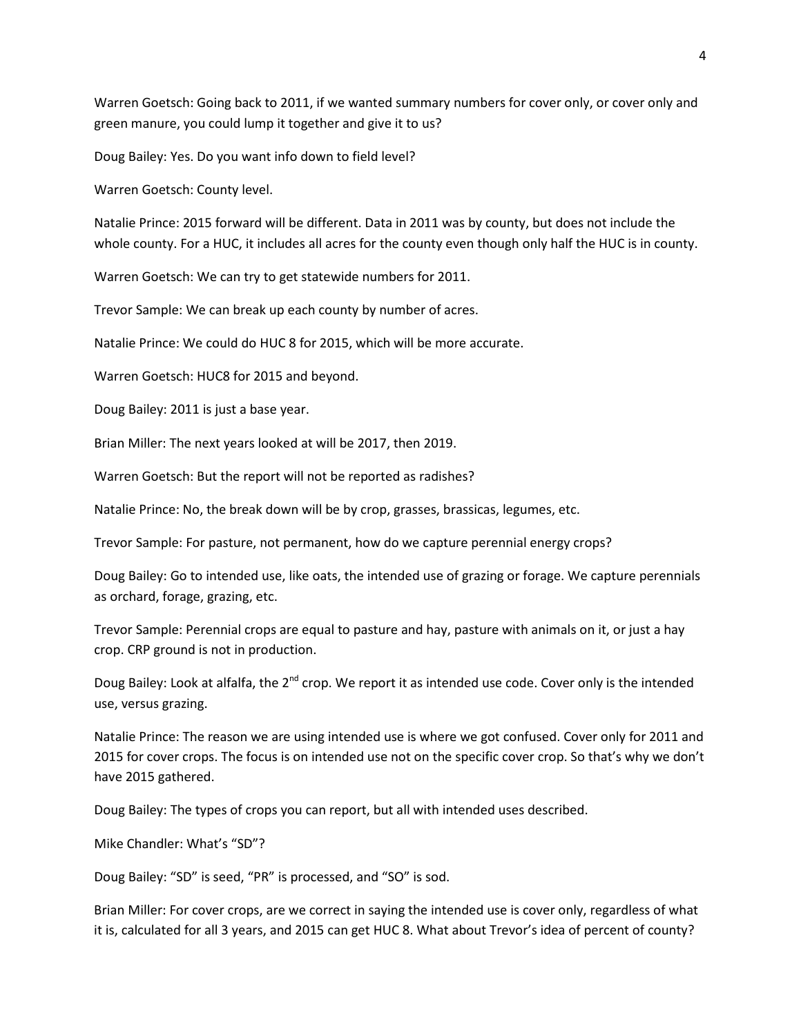Warren Goetsch: Going back to 2011, if we wanted summary numbers for cover only, or cover only and green manure, you could lump it together and give it to us?

Doug Bailey: Yes. Do you want info down to field level?

Warren Goetsch: County level.

Natalie Prince: 2015 forward will be different. Data in 2011 was by county, but does not include the whole county. For a HUC, it includes all acres for the county even though only half the HUC is in county.

Warren Goetsch: We can try to get statewide numbers for 2011.

Trevor Sample: We can break up each county by number of acres.

Natalie Prince: We could do HUC 8 for 2015, which will be more accurate.

Warren Goetsch: HUC8 for 2015 and beyond.

Doug Bailey: 2011 is just a base year.

Brian Miller: The next years looked at will be 2017, then 2019.

Warren Goetsch: But the report will not be reported as radishes?

Natalie Prince: No, the break down will be by crop, grasses, brassicas, legumes, etc.

Trevor Sample: For pasture, not permanent, how do we capture perennial energy crops?

Doug Bailey: Go to intended use, like oats, the intended use of grazing or forage. We capture perennials as orchard, forage, grazing, etc.

Trevor Sample: Perennial crops are equal to pasture and hay, pasture with animals on it, or just a hay crop. CRP ground is not in production.

Doug Bailey: Look at alfalfa, the 2nd crop. We report it as intended use code. Cover only is the intended use, versus grazing.

Natalie Prince: The reason we are using intended use is where we got confused. Cover only for 2011 and 2015 for cover crops. The focus is on intended use not on the specific cover crop. So that's why we don't have 2015 gathered.

Doug Bailey: The types of crops you can report, but all with intended uses described.

Mike Chandler: What's "SD"?

Doug Bailey: "SD" is seed, "PR" is processed, and "SO" is sod.

Brian Miller: For cover crops, are we correct in saying the intended use is cover only, regardless of what it is, calculated for all 3 years, and 2015 can get HUC 8. What about Trevor's idea of percent of county?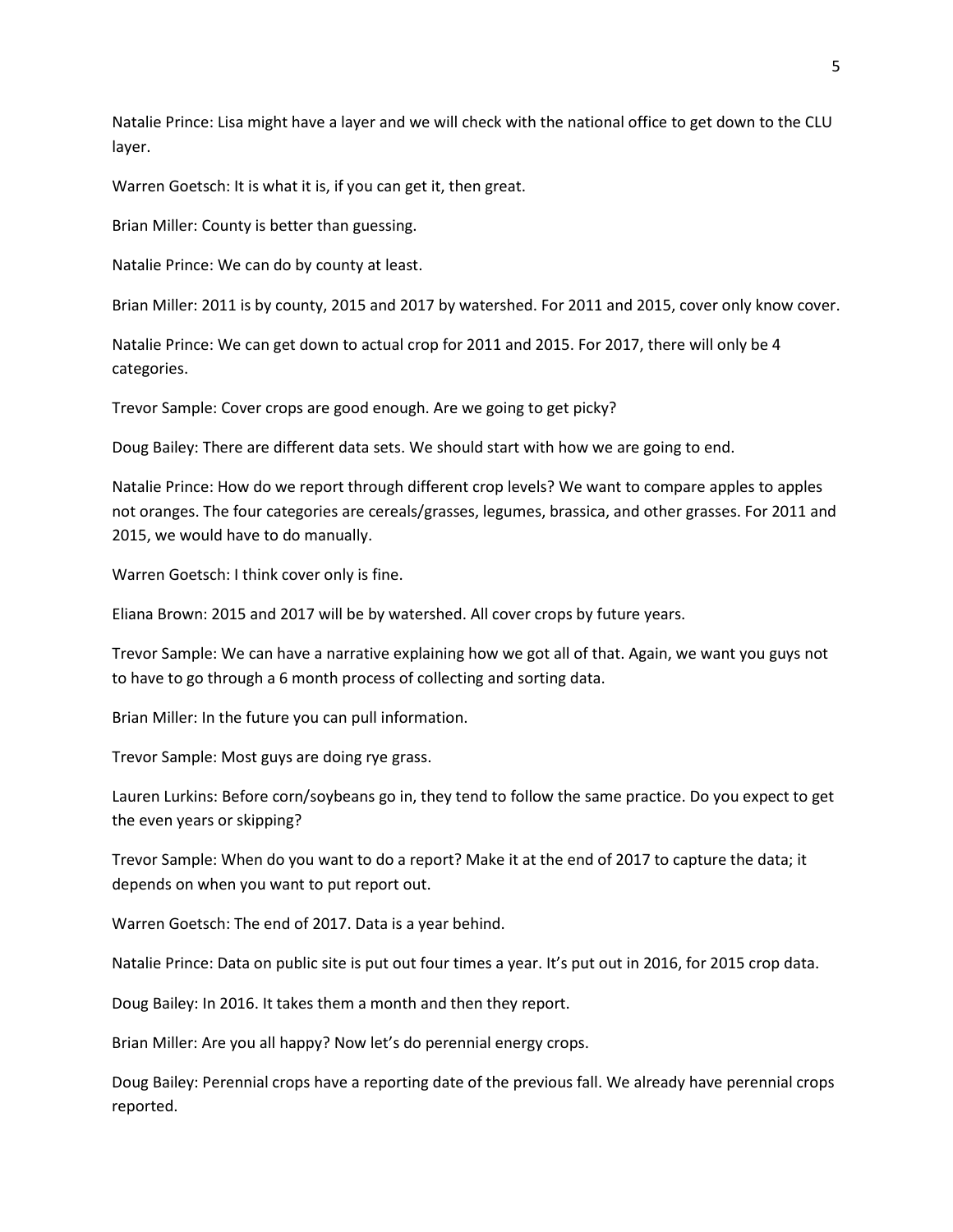Natalie Prince: Lisa might have a layer and we will check with the national office to get down to the CLU layer.

Warren Goetsch: It is what it is, if you can get it, then great.

Brian Miller: County is better than guessing.

Natalie Prince: We can do by county at least.

Brian Miller: 2011 is by county, 2015 and 2017 by watershed. For 2011 and 2015, cover only know cover.

Natalie Prince: We can get down to actual crop for 2011 and 2015. For 2017, there will only be 4 categories.

Trevor Sample: Cover crops are good enough. Are we going to get picky?

Doug Bailey: There are different data sets. We should start with how we are going to end.

Natalie Prince: How do we report through different crop levels? We want to compare apples to apples not oranges. The four categories are cereals/grasses, legumes, brassica, and other grasses. For 2011 and 2015, we would have to do manually.

Warren Goetsch: I think cover only is fine.

Eliana Brown: 2015 and 2017 will be by watershed. All cover crops by future years.

Trevor Sample: We can have a narrative explaining how we got all of that. Again, we want you guys not to have to go through a 6 month process of collecting and sorting data.

Brian Miller: In the future you can pull information.

Trevor Sample: Most guys are doing rye grass.

Lauren Lurkins: Before corn/soybeans go in, they tend to follow the same practice. Do you expect to get the even years or skipping?

Trevor Sample: When do you want to do a report? Make it at the end of 2017 to capture the data; it depends on when you want to put report out.

Warren Goetsch: The end of 2017. Data is a year behind.

Natalie Prince: Data on public site is put out four times a year. It's put out in 2016, for 2015 crop data.

Doug Bailey: In 2016. It takes them a month and then they report.

Brian Miller: Are you all happy? Now let's do perennial energy crops.

Doug Bailey: Perennial crops have a reporting date of the previous fall. We already have perennial crops reported.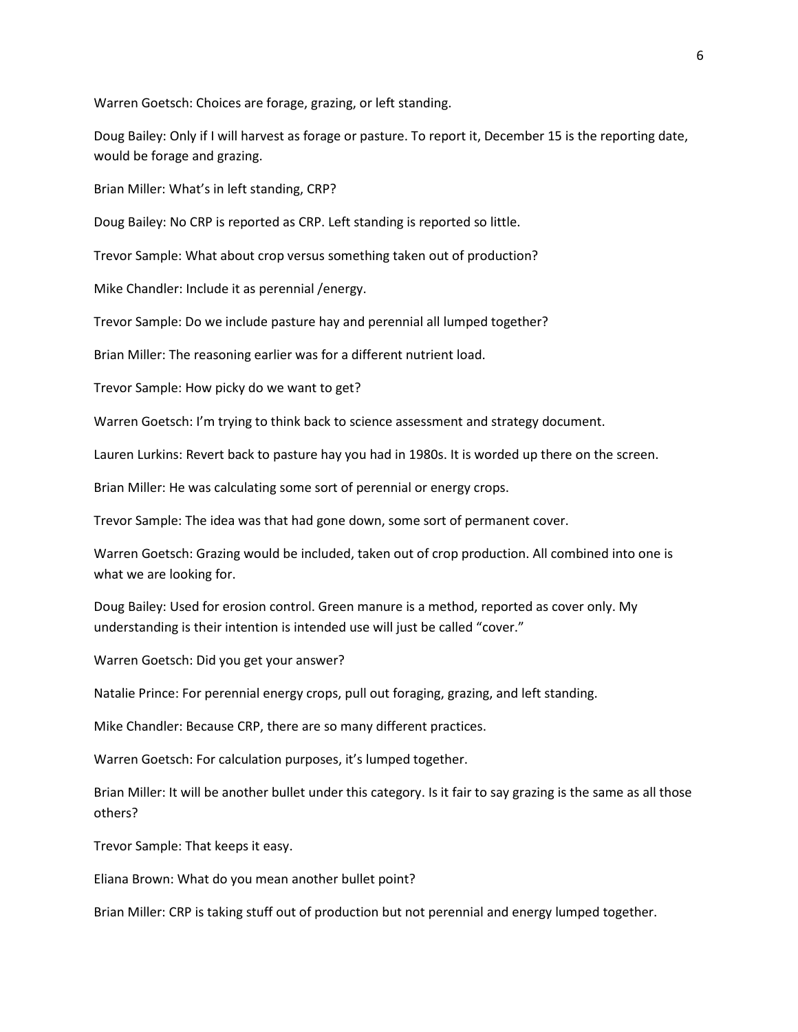Warren Goetsch: Choices are forage, grazing, or left standing.

Doug Bailey: Only if I will harvest as forage or pasture. To report it, December 15 is the reporting date, would be forage and grazing.

Brian Miller: What's in left standing, CRP?

Doug Bailey: No CRP is reported as CRP. Left standing is reported so little.

Trevor Sample: What about crop versus something taken out of production?

Mike Chandler: Include it as perennial /energy.

Trevor Sample: Do we include pasture hay and perennial all lumped together?

Brian Miller: The reasoning earlier was for a different nutrient load.

Trevor Sample: How picky do we want to get?

Warren Goetsch: I'm trying to think back to science assessment and strategy document.

Lauren Lurkins: Revert back to pasture hay you had in 1980s. It is worded up there on the screen.

Brian Miller: He was calculating some sort of perennial or energy crops.

Trevor Sample: The idea was that had gone down, some sort of permanent cover.

Warren Goetsch: Grazing would be included, taken out of crop production. All combined into one is what we are looking for.

Doug Bailey: Used for erosion control. Green manure is a method, reported as cover only. My understanding is their intention is intended use will just be called "cover."

Warren Goetsch: Did you get your answer?

Natalie Prince: For perennial energy crops, pull out foraging, grazing, and left standing.

Mike Chandler: Because CRP, there are so many different practices.

Warren Goetsch: For calculation purposes, it's lumped together.

Brian Miller: It will be another bullet under this category. Is it fair to say grazing is the same as all those others?

Trevor Sample: That keeps it easy.

Eliana Brown: What do you mean another bullet point?

Brian Miller: CRP is taking stuff out of production but not perennial and energy lumped together.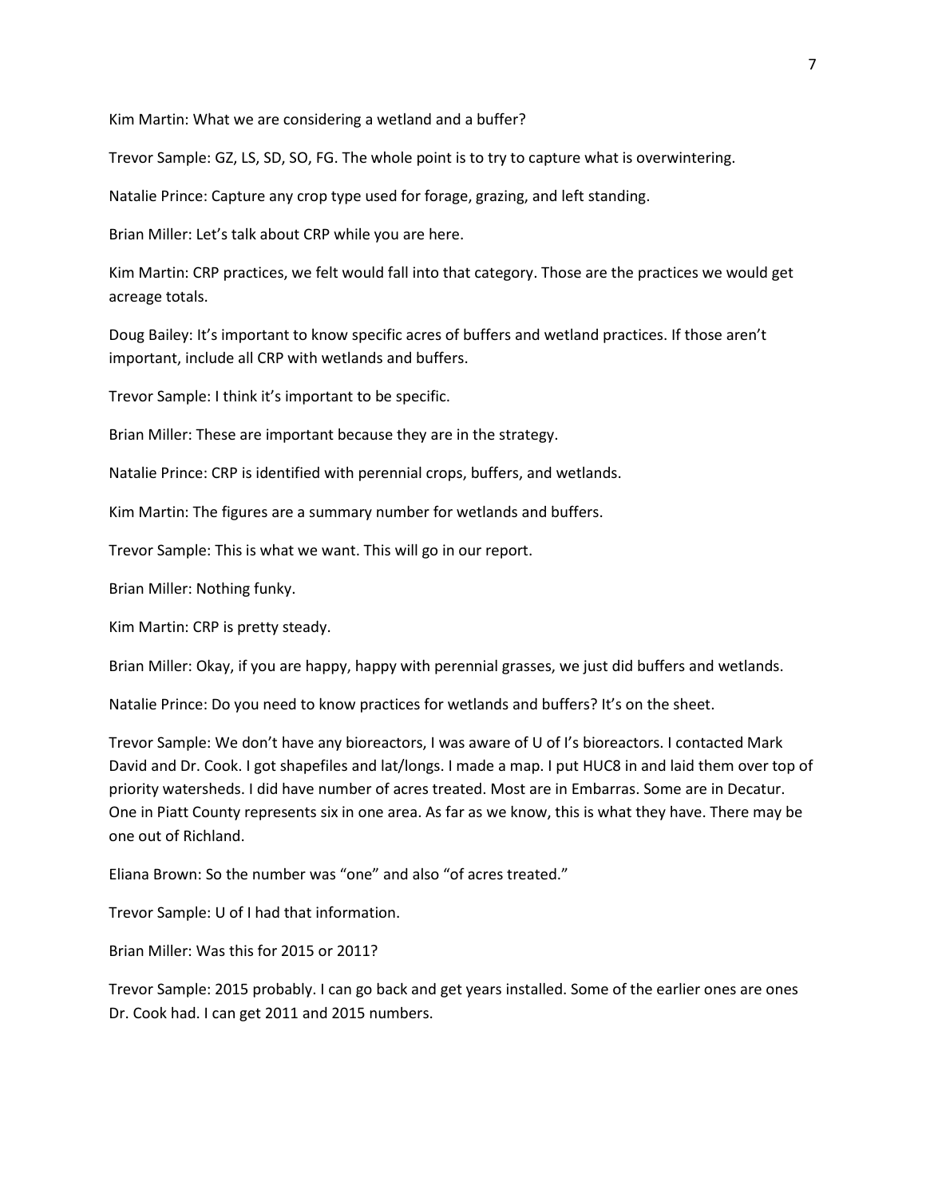Kim Martin: What we are considering a wetland and a buffer?

Trevor Sample: GZ, LS, SD, SO, FG. The whole point is to try to capture what is overwintering.

Natalie Prince: Capture any crop type used for forage, grazing, and left standing.

Brian Miller: Let's talk about CRP while you are here.

Kim Martin: CRP practices, we felt would fall into that category. Those are the practices we would get acreage totals.

Doug Bailey: It's important to know specific acres of buffers and wetland practices. If those aren't important, include all CRP with wetlands and buffers.

Trevor Sample: I think it's important to be specific.

Brian Miller: These are important because they are in the strategy.

Natalie Prince: CRP is identified with perennial crops, buffers, and wetlands.

Kim Martin: The figures are a summary number for wetlands and buffers.

Trevor Sample: This is what we want. This will go in our report.

Brian Miller: Nothing funky.

Kim Martin: CRP is pretty steady.

Brian Miller: Okay, if you are happy, happy with perennial grasses, we just did buffers and wetlands.

Natalie Prince: Do you need to know practices for wetlands and buffers? It's on the sheet.

Trevor Sample: We don't have any bioreactors, I was aware of U of I's bioreactors. I contacted Mark David and Dr. Cook. I got shapefiles and lat/longs. I made a map. I put HUC8 in and laid them over top of priority watersheds. I did have number of acres treated. Most are in Embarras. Some are in Decatur. One in Piatt County represents six in one area. As far as we know, this is what they have. There may be one out of Richland.

Eliana Brown: So the number was "one" and also "of acres treated."

Trevor Sample: U of I had that information.

Brian Miller: Was this for 2015 or 2011?

Trevor Sample: 2015 probably. I can go back and get years installed. Some of the earlier ones are ones Dr. Cook had. I can get 2011 and 2015 numbers.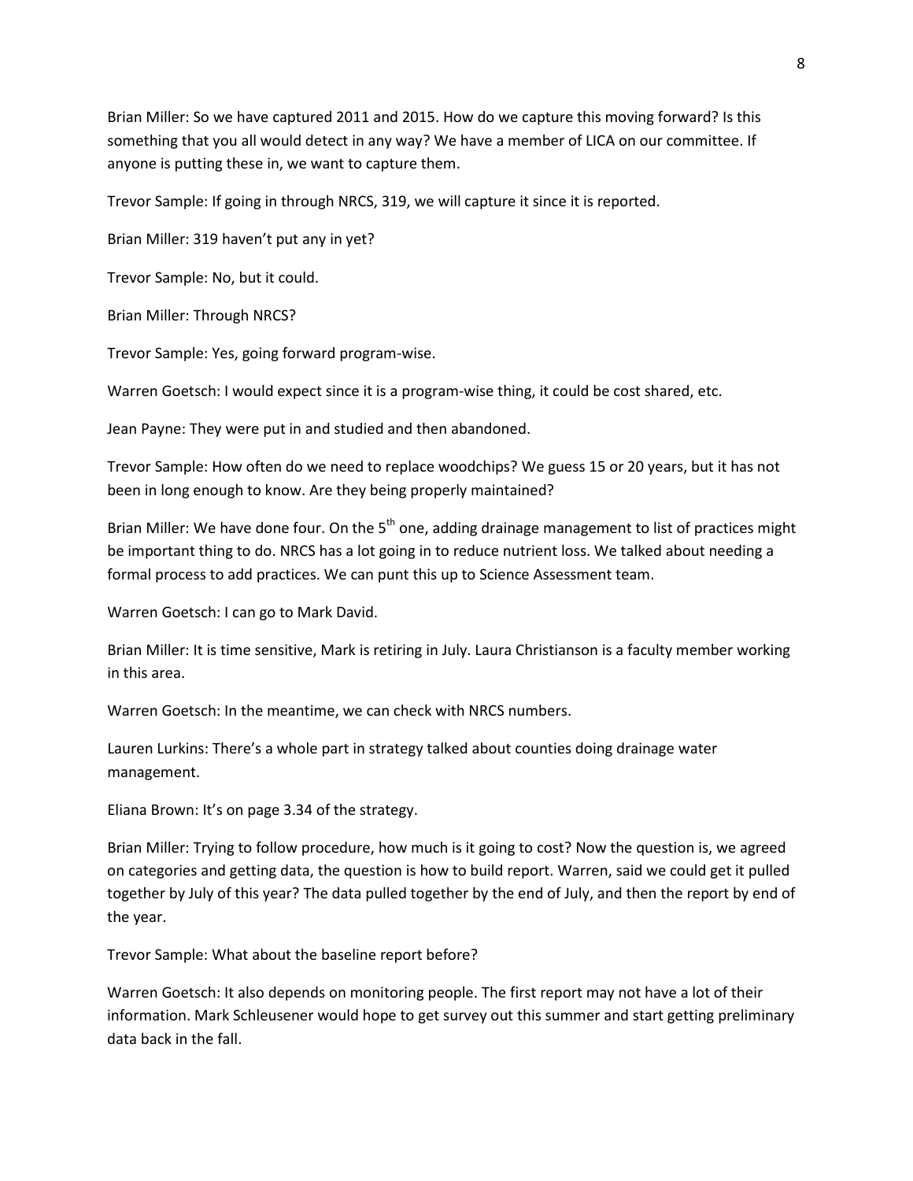Brian Miller: So we have captured 2011 and 2015. How do we capture this moving forward? Is this something that you all would detect in any way? We have a member of LICA on our committee. If anyone is putting these in, we want to capture them.

Trevor Sample: If going in through NRCS, 319, we will capture it since it is reported.

Brian Miller: 319 haven't put any in yet?

Trevor Sample: No, but it could.

Brian Miller: Through NRCS?

Trevor Sample: Yes, going forward program-wise.

Warren Goetsch: I would expect since it is a program-wise thing, it could be cost shared, etc.

Jean Payne: They were put in and studied and then abandoned.

Trevor Sample: How often do we need to replace woodchips? We guess 15 or 20 years, but it has not been in long enough to know. Are they being properly maintained?

Brian Miller: We have done four. On the 5th one, adding drainage management to list of practices might be important thing to do. NRCS has a lot going in to reduce nutrient loss. We talked about needing a formal process to add practices. We can punt this up to Science Assessment team.

Warren Goetsch: I can go to Mark David.

Brian Miller: It is time sensitive, Mark is retiring in July. Laura Christianson is a faculty member working in this area.

Warren Goetsch: In the meantime, we can check with NRCS numbers.

Lauren Lurkins: There's a whole part in strategy talked about counties doing drainage water management.

Eliana Brown: It's on page 3.34 of the strategy.

Brian Miller: Trying to follow procedure, how much is it going to cost? Now the question is, we agreed on categories and getting data, the question is how to build report. Warren, said we could get it pulled together by July of this year? The data pulled together by the end of July, and then the report by end of the year.

Trevor Sample: What about the baseline report before?

Warren Goetsch: It also depends on monitoring people. The first report may not have a lot of their information. Mark Schleusener would hope to get survey out this summer and start getting preliminary data back in the fall.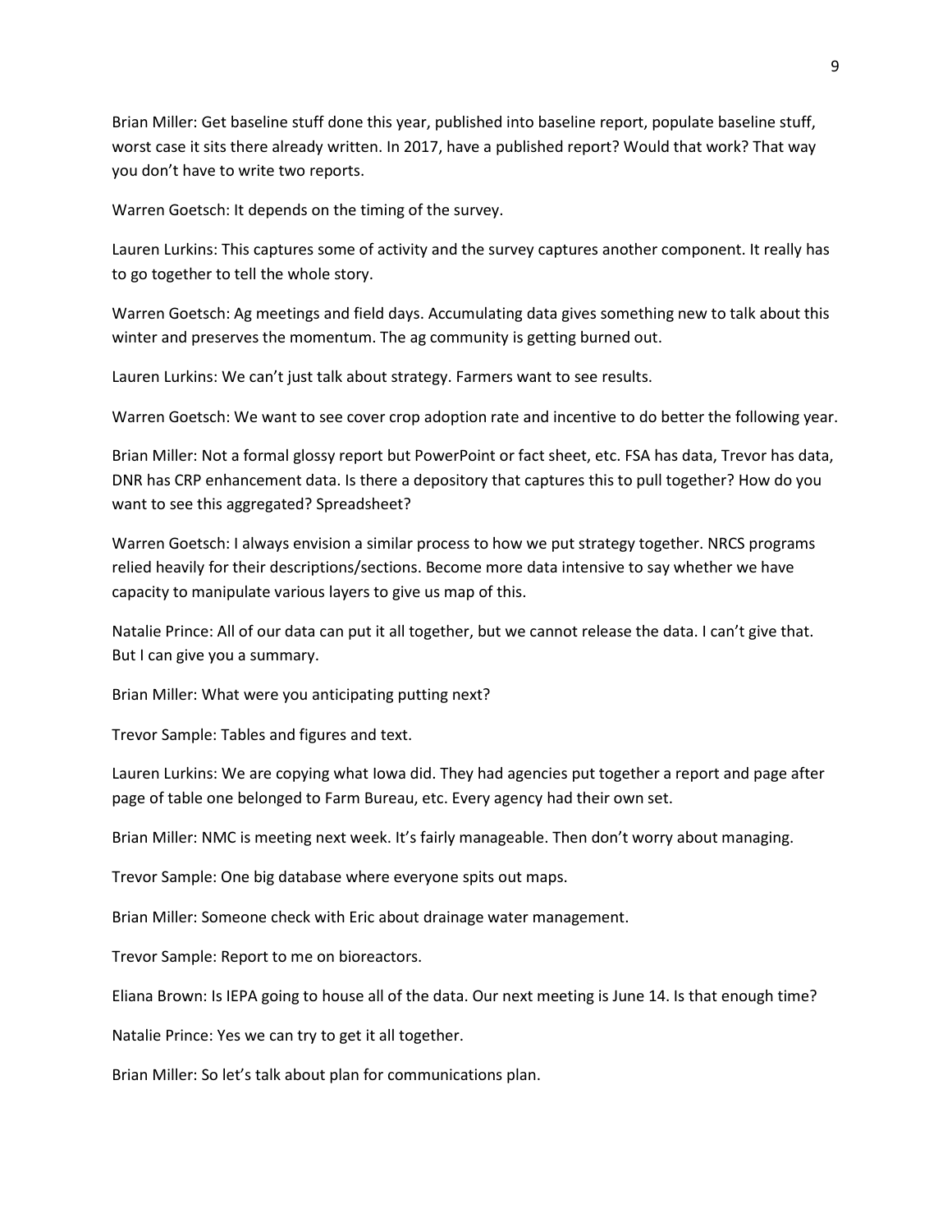Brian Miller: Get baseline stuff done this year, published into baseline report, populate baseline stuff, worst case it sits there already written. In 2017, have a published report? Would that work? That way you don't have to write two reports.

Warren Goetsch: It depends on the timing of the survey.

Lauren Lurkins: This captures some of activity and the survey captures another component. It really has to go together to tell the whole story.

Warren Goetsch: Ag meetings and field days. Accumulating data gives something new to talk about this winter and preserves the momentum. The ag community is getting burned out.

Lauren Lurkins: We can't just talk about strategy. Farmers want to see results.

Warren Goetsch: We want to see cover crop adoption rate and incentive to do better the following year.

Brian Miller: Not a formal glossy report but PowerPoint or fact sheet, etc. FSA has data, Trevor has data, DNR has CRP enhancement data. Is there a depository that captures this to pull together? How do you want to see this aggregated? Spreadsheet?

Warren Goetsch: I always envision a similar process to how we put strategy together. NRCS programs relied heavily for their descriptions/sections. Become more data intensive to say whether we have capacity to manipulate various layers to give us map of this.

Natalie Prince: All of our data can put it all together, but we cannot release the data. I can't give that. But I can give you a summary.

Brian Miller: What were you anticipating putting next?

Trevor Sample: Tables and figures and text.

Lauren Lurkins: We are copying what Iowa did. They had agencies put together a report and page after page of table one belonged to Farm Bureau, etc. Every agency had their own set.

Brian Miller: NMC is meeting next week. It's fairly manageable. Then don't worry about managing.

Trevor Sample: One big database where everyone spits out maps.

Brian Miller: Someone check with Eric about drainage water management.

Trevor Sample: Report to me on bioreactors.

Eliana Brown: Is IEPA going to house all of the data. Our next meeting is June 14. Is that enough time?

Natalie Prince: Yes we can try to get it all together.

Brian Miller: So let's talk about plan for communications plan.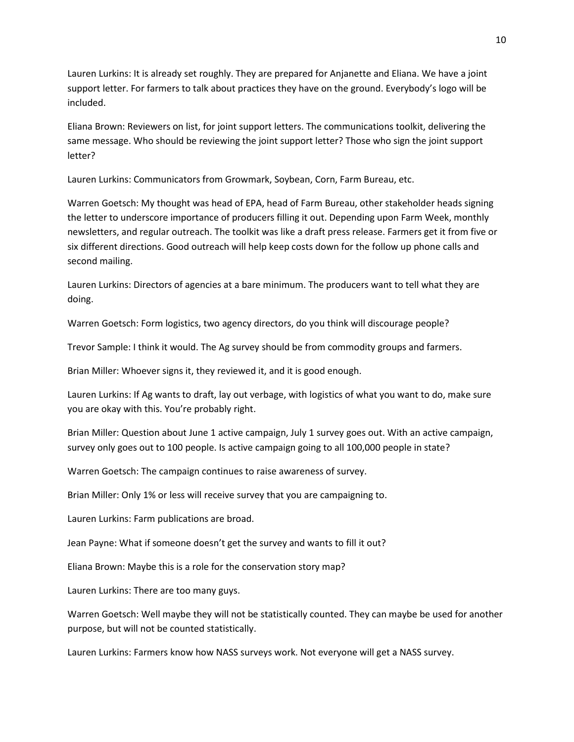Lauren Lurkins: It is already set roughly. They are prepared for Anjanette and Eliana. We have a joint support letter. For farmers to talk about practices they have on the ground. Everybody's logo will be included.

Eliana Brown: Reviewers on list, for joint support letters. The communications toolkit, delivering the same message. Who should be reviewing the joint support letter? Those who sign the joint support letter?

Lauren Lurkins: Communicators from Growmark, Soybean, Corn, Farm Bureau, etc.

Warren Goetsch: My thought was head of EPA, head of Farm Bureau, other stakeholder heads signing the letter to underscore importance of producers filling it out. Depending upon Farm Week, monthly newsletters, and regular outreach. The toolkit was like a draft press release. Farmers get it from five or six different directions. Good outreach will help keep costs down for the follow up phone calls and second mailing.

Lauren Lurkins: Directors of agencies at a bare minimum. The producers want to tell what they are doing.

Warren Goetsch: Form logistics, two agency directors, do you think will discourage people?

Trevor Sample: I think it would. The Ag survey should be from commodity groups and farmers.

Brian Miller: Whoever signs it, they reviewed it, and it is good enough.

Lauren Lurkins: If Ag wants to draft, lay out verbage, with logistics of what you want to do, make sure you are okay with this. You're probably right.

Brian Miller: Question about June 1 active campaign, July 1 survey goes out. With an active campaign, survey only goes out to 100 people. Is active campaign going to all 100,000 people in state?

Warren Goetsch: The campaign continues to raise awareness of survey.

Brian Miller: Only 1% or less will receive survey that you are campaigning to.

Lauren Lurkins: Farm publications are broad.

Jean Payne: What if someone doesn't get the survey and wants to fill it out?

Eliana Brown: Maybe this is a role for the conservation story map?

Lauren Lurkins: There are too many guys.

Warren Goetsch: Well maybe they will not be statistically counted. They can maybe be used for another purpose, but will not be counted statistically.

Lauren Lurkins: Farmers know how NASS surveys work. Not everyone will get a NASS survey.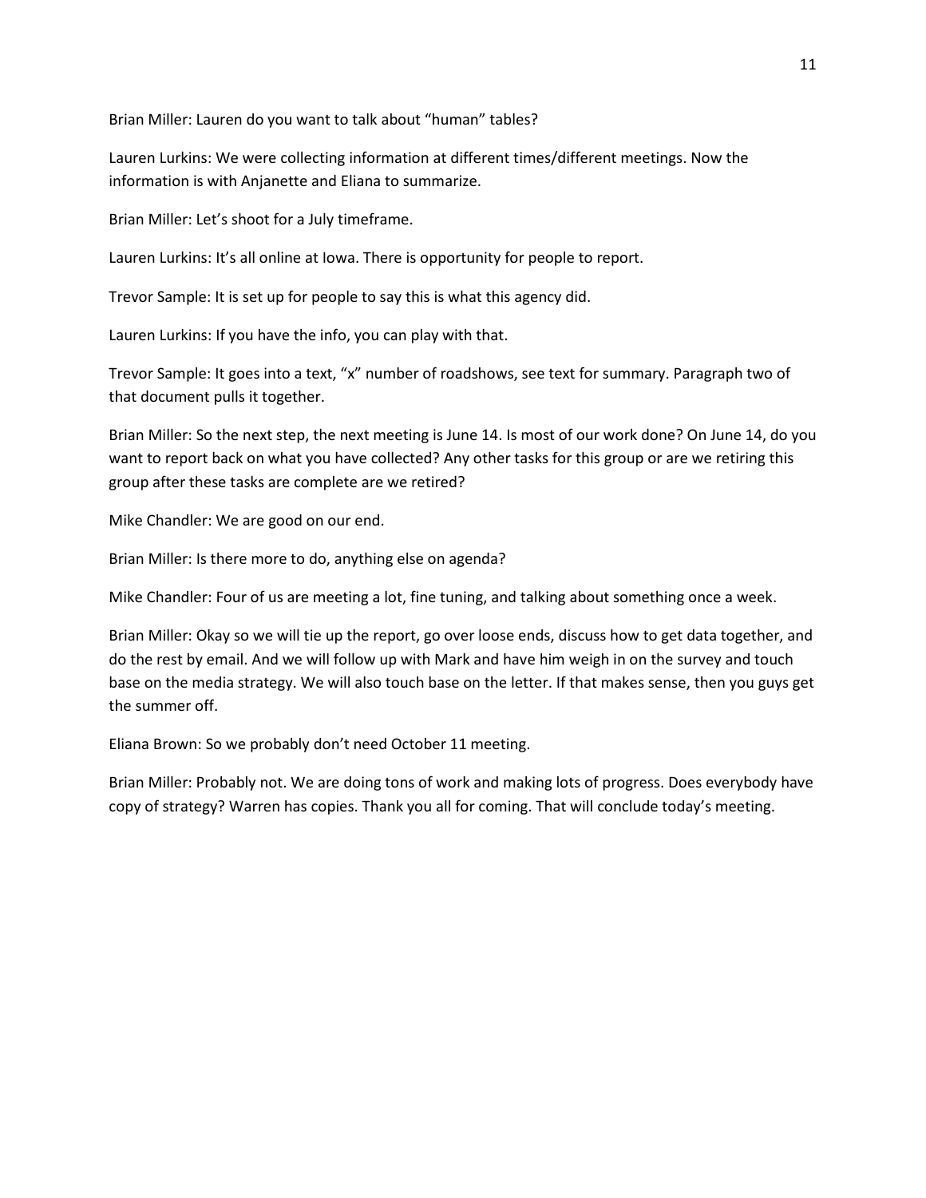Brian Miller: Lauren do you want to talk about "human" tables?

Lauren Lurkins: We were collecting information at different times/different meetings. Now the information is with Anjanette and Eliana to summarize.

Brian Miller: Let's shoot for a July timeframe.

Lauren Lurkins: It's all online at Iowa. There is opportunity for people to report.

Trevor Sample: It is set up for people to say this is what this agency did.

Lauren Lurkins: If you have the info, you can play with that.

Trevor Sample: It goes into a text, "x" number of roadshows, see text for summary. Paragraph two of that document pulls it together.

Brian Miller: So the next step, the next meeting is June 14. Is most of our work done? On June 14, do you want to report back on what you have collected? Any other tasks for this group or are we retiring this group after these tasks are complete are we retired?

Mike Chandler: We are good on our end.

Brian Miller: Is there more to do, anything else on agenda?

Mike Chandler: Four of us are meeting a lot, fine tuning, and talking about something once a week.

Brian Miller: Okay so we will tie up the report, go over loose ends, discuss how to get data together, and do the rest by email. And we will follow up with Mark and have him weigh in on the survey and touch base on the media strategy. We will also touch base on the letter. If that makes sense, then you guys get the summer off.

Eliana Brown: So we probably don't need October 11 meeting.

Brian Miller: Probably not. We are doing tons of work and making lots of progress. Does everybody have copy of strategy? Warren has copies. Thank you all for coming. That will conclude today's meeting.